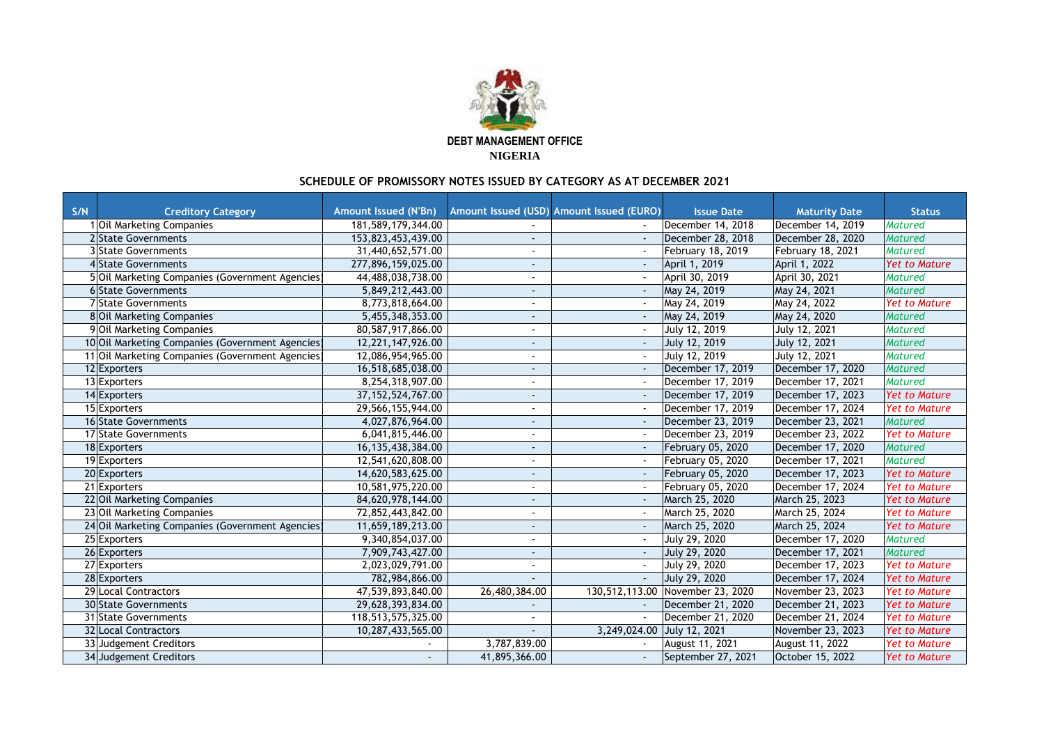**DEBT MANAGEMENT OFFICE**

**NIGERIA**

## SCHEDULE OF PROMISSORY NOTES ISSUED BY CATEGORY AS AT DECEMBER 2021

| S/N | Creditory Category | Amount Issued (N'Bn) | Amount Issued (USD) | Amount Issued (EURO) | Issue Date | Maturity Date | Status |
|---|---|---|---|---|---|---|---|
| 1 | Oil Marketing Companies | 181,589,179,344.00 | - | - | December 14, 2018 | December 14, 2019 | *Matured* |
| 2 | State Governments | 153,823,453,439.00 | - | - | December 28, 2018 | December 28, 2020 | *Matured* |
| 3 | State Governments | 31,440,652,571.00 | - | - | February 18, 2019 | February 18, 2021 | *Matured* |
| 4 | State Governments | 277,896,159,025.00 | - | - | April 1, 2019 | April 1, 2022 | *Yet to Mature* |
| 5 | Oil Marketing Companies (Government Agencies) | 44,488,038,738.00 | - | - | April 30, 2019 | April 30, 2021 | *Matured* |
| 6 | State Governments | 5,849,212,443.00 | - | - | May 24, 2019 | May 24, 2021 | *Matured* |
| 7 | State Governments | 8,773,818,664.00 | - | - | May 24, 2019 | May 24, 2022 | *Yet to Mature* |
| 8 | Oil Marketing Companies | 5,455,348,353.00 | - | - | May 24, 2019 | May 24, 2020 | *Matured* |
| 9 | Oil Marketing Companies | 80,587,917,866.00 | - | - | July 12, 2019 | July 12, 2021 | *Matured* |
| 10 | Oil Marketing Companies (Government Agencies) | 12,221,147,926.00 | - | - | July 12, 2019 | July 12, 2021 | *Matured* |
| 11 | Oil Marketing Companies (Government Agencies) | 12,086,954,965.00 | - | - | July 12, 2019 | July 12, 2021 | *Matured* |
| 12 | Exporters | 16,518,685,038.00 | - | - | December 17, 2019 | December 17, 2020 | *Matured* |
| 13 | Exporters | 8,254,318,907.00 | - | - | December 17, 2019 | December 17, 2021 | *Matured* |
| 14 | Exporters | 37,152,524,767.00 | - | - | December 17, 2019 | December 17, 2023 | *Yet to Mature* |
| 15 | Exporters | 29,566,155,944.00 | - | - | December 17, 2019 | December 17, 2024 | *Yet to Mature* |
| 16 | State Governments | 4,027,876,964.00 | - | - | December 23, 2019 | December 23, 2021 | *Matured* |
| 17 | State Governments | 6,041,815,446.00 | - | - | December 23, 2019 | December 23, 2022 | *Yet to Mature* |
| 18 | Exporters | 16,135,438,384.00 | - | - | February 05, 2020 | December 17, 2020 | *Matured* |
| 19 | Exporters | 12,541,620,808.00 | - | - | February 05, 2020 | December 17, 2021 | *Matured* |
| 20 | Exporters | 14,620,583,625.00 | - | - | February 05, 2020 | December 17, 2023 | *Yet to Mature* |
| 21 | Exporters | 10,581,975,220.00 | - | - | February 05, 2020 | December 17, 2024 | *Yet to Mature* |
| 22 | Oil Marketing Companies | 84,620,978,144.00 | - | - | March 25, 2020 | March 25, 2023 | *Yet to Mature* |
| 23 | Oil Marketing Companies | 72,852,443,842.00 | - | - | March 25, 2020 | March 25, 2024 | *Yet to Mature* |
| 24 | Oil Marketing Companies (Government Agencies) | 11,659,189,213.00 | - | - | March 25, 2020 | March 25, 2024 | *Yet to Mature* |
| 25 | Exporters | 9,340,854,037.00 | - | - | July 29, 2020 | December 17, 2020 | *Matured* |
| 26 | Exporters | 7,909,743,427.00 | - | - | July 29, 2020 | December 17, 2021 | *Matured* |
| 27 | Exporters | 2,023,029,791.00 | - | - | July 29, 2020 | December 17, 2023 | *Yet to Mature* |
| 28 | Exporters | 782,984,866.00 | - | - | July 29, 2020 | December 17, 2024 | *Yet to Mature* |
| 29 | Local Contractors | 47,539,893,840.00 | 26,480,384.00 | 130,512,113.00 | November 23, 2020 | November 23, 2023 | *Yet to Mature* |
| 30 | State Governments | 29,628,393,834.00 | - | - | December 21, 2020 | December 21, 2023 | *Yet to Mature* |
| 31 | State Governments | 118,513,575,325.00 | - | - | December 21, 2020 | December 21, 2024 | *Yet to Mature* |
| 32 | Local Contractors | 10,287,433,565.00 | - | 3,249,024.00 | July 12, 2021 | November 23, 2023 | *Yet to Mature* |
| 33 | Judgement Creditors | - | 3,787,839.00 | - | August 11, 2021 | August 11, 2022 | *Yet to Mature* |
| 34 | Judgement Creditors | - | 41,895,366.00 | - | September 27, 2021 | October 15, 2022 | *Yet to Mature* |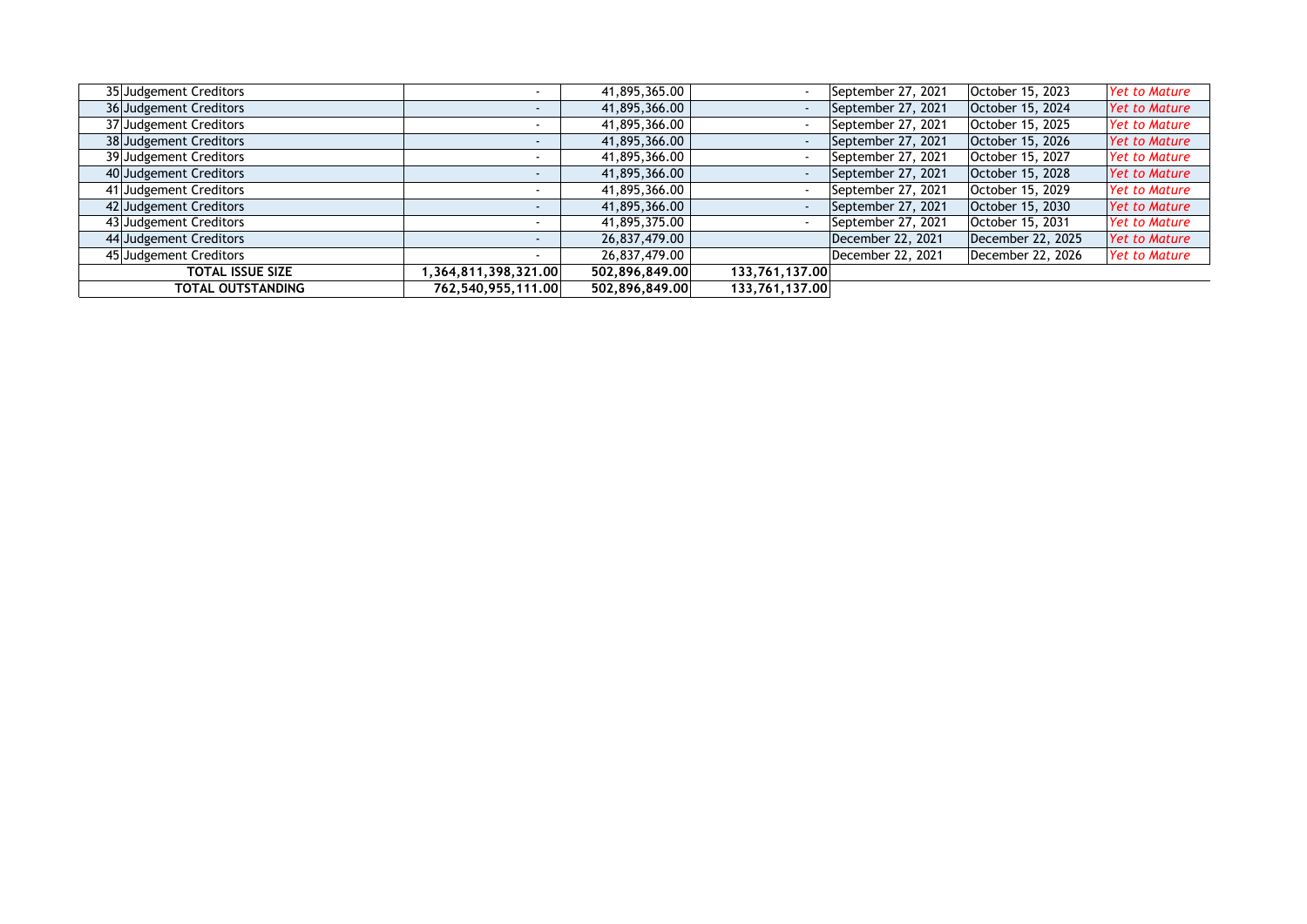| | | | | | | | |
|---|---|---|---|---|---|---|---|
| 35 | Judgement Creditors | - | 41,895,365.00 | - | September 27, 2021 | October 15, 2023 | *Yet to Mature* |
| 36 | Judgement Creditors | - | 41,895,366.00 | - | September 27, 2021 | October 15, 2024 | *Yet to Mature* |
| 37 | Judgement Creditors | - | 41,895,366.00 | - | September 27, 2021 | October 15, 2025 | *Yet to Mature* |
| 38 | Judgement Creditors | - | 41,895,366.00 | - | September 27, 2021 | October 15, 2026 | *Yet to Mature* |
| 39 | Judgement Creditors | - | 41,895,366.00 | - | September 27, 2021 | October 15, 2027 | *Yet to Mature* |
| 40 | Judgement Creditors | - | 41,895,366.00 | - | September 27, 2021 | October 15, 2028 | *Yet to Mature* |
| 41 | Judgement Creditors | - | 41,895,366.00 | - | September 27, 2021 | October 15, 2029 | *Yet to Mature* |
| 42 | Judgement Creditors | - | 41,895,366.00 | - | September 27, 2021 | October 15, 2030 | *Yet to Mature* |
| 43 | Judgement Creditors | - | 41,895,375.00 | - | September 27, 2021 | October 15, 2031 | *Yet to Mature* |
| 44 | Judgement Creditors | - | 26,837,479.00 | | December 22, 2021 | December 22, 2025 | *Yet to Mature* |
| 45 | Judgement Creditors | - | 26,837,479.00 | | December 22, 2021 | December 22, 2026 | *Yet to Mature* |
| **TOTAL ISSUE SIZE** | | **1,364,811,398,321.00** | **502,896,849.00** | **133,761,137.00** | | | |
| **TOTAL OUTSTANDING** | | **762,540,955,111.00** | **502,896,849.00** | **133,761,137.00** | | | |